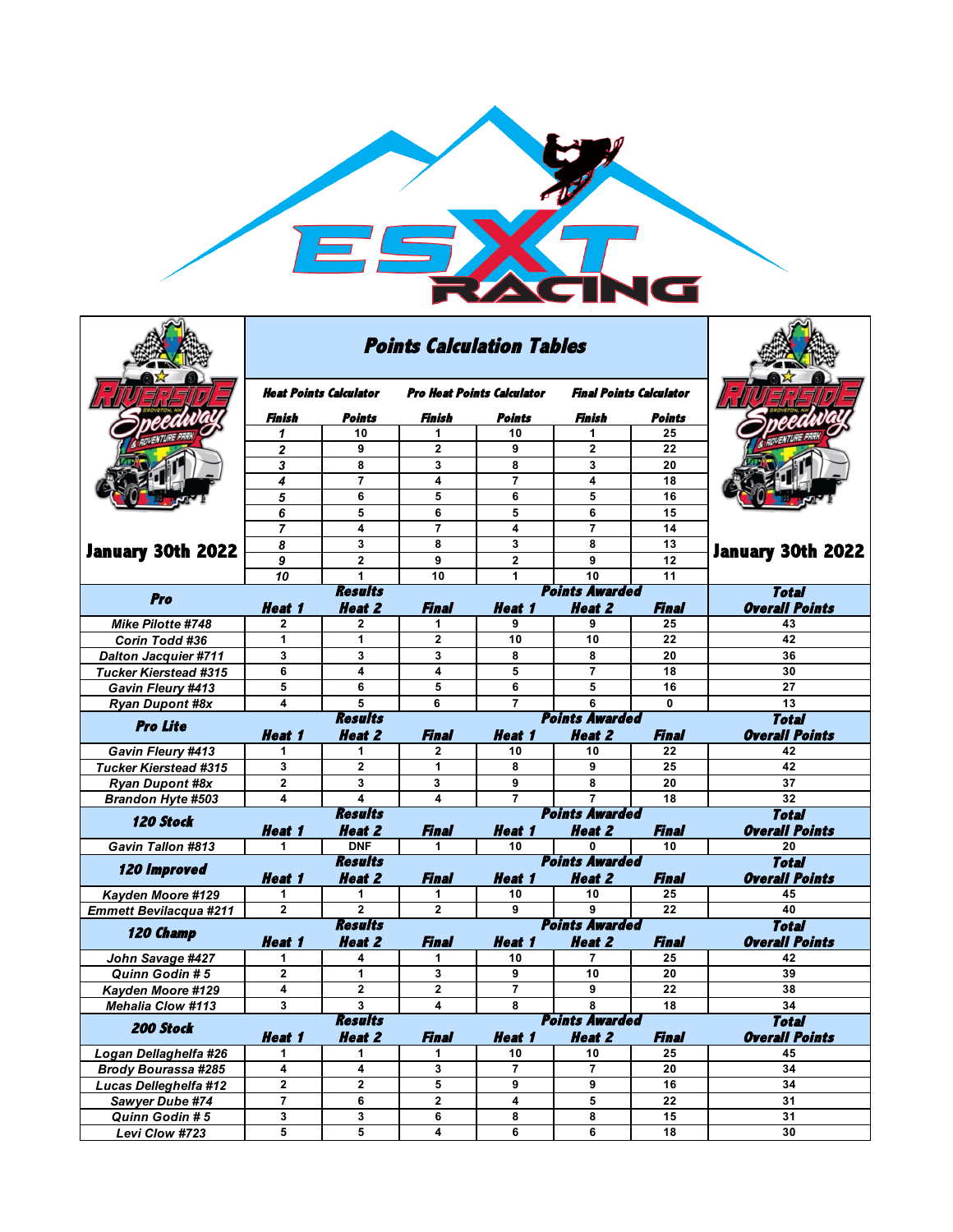# Points Calculation Tables

January 30th 2022

| Heat Points Calculator | | Pro Heat Points Calculator | | Final Points Calculator | |
|---|---|---|---|---|---|
| Finish | Points | Finish | Points | Finish | Points |
| 1 | 10 | 1 | 10 | 1 | 25 |
| 2 | 9 | 2 | 9 | 2 | 22 |
| 3 | 8 | 3 | 8 | 3 | 20 |
| 4 | 7 | 4 | 7 | 4 | 18 |
| 5 | 6 | 5 | 6 | 5 | 16 |
| 6 | 5 | 6 | 5 | 6 | 15 |
| 7 | 4 | 7 | 4 | 7 | 14 |
| 8 | 3 | 8 | 3 | 8 | 13 |
| 9 | 2 | 9 | 2 | 9 | 12 |
| 10 | 1 | 10 | 1 | 10 | 11 |

| Pro | Results | | | Points Awarded | | | Total |
|---|---|---|---|---|---|---|---|
| | Heat 1 | Heat 2 | Final | Heat 1 | Heat 2 | Final | Overall Points |
| Mike Pilotte #748 | 2 | 2 | 1 | 9 | 9 | 25 | 43 |
| Corin Todd #36 | 1 | 1 | 2 | 10 | 10 | 22 | 42 |
| Dalton Jacquier #711 | 3 | 3 | 3 | 8 | 8 | 20 | 36 |
| Tucker Kierstead #315 | 6 | 4 | 4 | 5 | 7 | 18 | 30 |
| Gavin Fleury #413 | 5 | 6 | 5 | 6 | 5 | 16 | 27 |
| Ryan Dupont #8x | 4 | 5 | 6 | 7 | 6 | 0 | 13 |

| Pro Lite | Results | | | Points Awarded | | | Total |
|---|---|---|---|---|---|---|---|
| | Heat 1 | Heat 2 | Final | Heat 1 | Heat 2 | Final | Overall Points |
| Gavin Fleury #413 | 1 | 1 | 2 | 10 | 10 | 22 | 42 |
| Tucker Kierstead #315 | 3 | 2 | 1 | 8 | 9 | 25 | 42 |
| Ryan Dupont #8x | 2 | 3 | 3 | 9 | 8 | 20 | 37 |
| Brandon Hyte #503 | 4 | 4 | 4 | 7 | 7 | 18 | 32 |

| 120 Stock | Results | | | Points Awarded | | | Total |
|---|---|---|---|---|---|---|---|
| | Heat 1 | Heat 2 | Final | Heat 1 | Heat 2 | Final | Overall Points |
| Gavin Tallon #813 | 1 | DNF | 1 | 10 | 0 | 10 | 20 |

| 120 Improved | Results | | | Points Awarded | | | Total |
|---|---|---|---|---|---|---|---|
| | Heat 1 | Heat 2 | Final | Heat 1 | Heat 2 | Final | Overall Points |
| Kayden Moore #129 | 1 | 1 | 1 | 10 | 10 | 25 | 45 |
| Emmett Bevilacqua #211 | 2 | 2 | 2 | 9 | 9 | 22 | 40 |

| 120 Champ | Results | | | Points Awarded | | | Total |
|---|---|---|---|---|---|---|---|
| | Heat 1 | Heat 2 | Final | Heat 1 | Heat 2 | Final | Overall Points |
| John Savage #427 | 1 | 4 | 1 | 10 | 7 | 25 | 42 |
| Quinn Godin # 5 | 2 | 1 | 3 | 9 | 10 | 20 | 39 |
| Kayden Moore #129 | 4 | 2 | 2 | 7 | 9 | 22 | 38 |
| Mehalia Clow #113 | 3 | 3 | 4 | 8 | 8 | 18 | 34 |

| 200 Stock | Results | | | Points Awarded | | | Total |
|---|---|---|---|---|---|---|---|
| | Heat 1 | Heat 2 | Final | Heat 1 | Heat 2 | Final | Overall Points |
| Logan Dellaghelfa #26 | 1 | 1 | 1 | 10 | 10 | 25 | 45 |
| Brody Bourassa #285 | 4 | 4 | 3 | 7 | 7 | 20 | 34 |
| Lucas Delleghelfa #12 | 2 | 2 | 5 | 9 | 9 | 16 | 34 |
| Sawyer Dube #74 | 7 | 6 | 2 | 4 | 5 | 22 | 31 |
| Quinn Godin # 5 | 3 | 3 | 6 | 8 | 8 | 15 | 31 |
| Levi Clow #723 | 5 | 5 | 4 | 6 | 6 | 18 | 30 |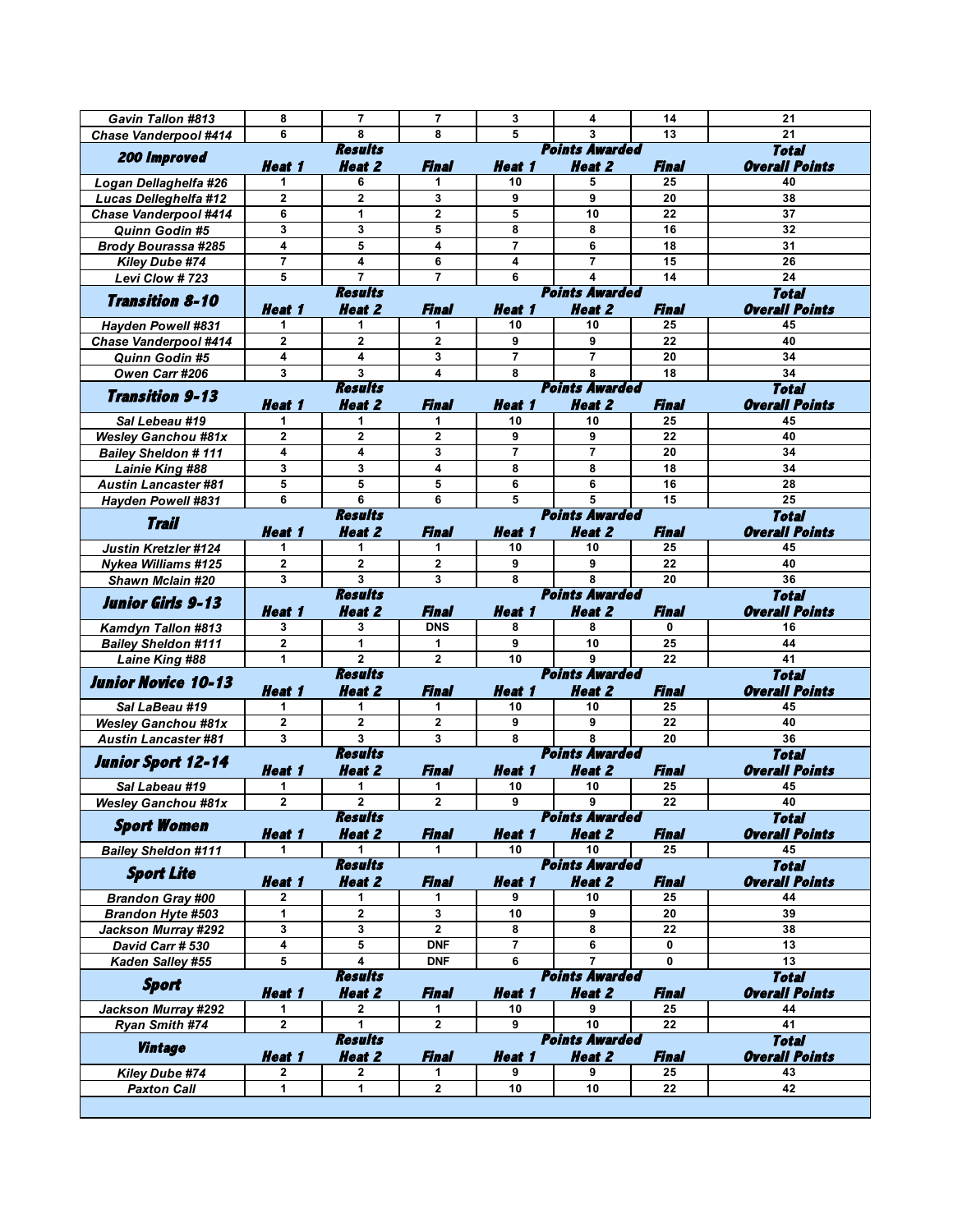| | | | | | | | |
|---|---|---|---|---|---|---|---|
| Gavin Tallon #813 | 8 | 7 | 7 | 3 | 4 | 14 | 21 |
| Chase Vanderpool #414 | 6 | 8 | 8 | 5 | 3 | 13 | 21 |

| 200 Improved | Results | | | Points Awarded | | | Total |
|---|---|---|---|---|---|---|---|
| | Heat 1 | Heat 2 | Final | Heat 1 | Heat 2 | Final | Overall Points |
| Logan Dellaghelfa #26 | 1 | 6 | 1 | 10 | 5 | 25 | 40 |
| Lucas Delleghelfa #12 | 2 | 2 | 3 | 9 | 9 | 20 | 38 |
| Chase Vanderpool #414 | 6 | 1 | 2 | 5 | 10 | 22 | 37 |
| Quinn Godin #5 | 3 | 3 | 5 | 8 | 8 | 16 | 32 |
| Brody Bourassa #285 | 4 | 5 | 4 | 7 | 6 | 18 | 31 |
| Kiley Dube #74 | 7 | 4 | 6 | 4 | 7 | 15 | 26 |
| Levi Clow # 723 | 5 | 7 | 7 | 6 | 4 | 14 | 24 |

| Transition 8-10 | Results | | | Points Awarded | | | Total |
|---|---|---|---|---|---|---|---|
| | Heat 1 | Heat 2 | Final | Heat 1 | Heat 2 | Final | Overall Points |
| Hayden Powell #831 | 1 | 1 | 1 | 10 | 10 | 25 | 45 |
| Chase Vanderpool #414 | 2 | 2 | 2 | 9 | 9 | 22 | 40 |
| Quinn Godin #5 | 4 | 4 | 3 | 7 | 7 | 20 | 34 |
| Owen Carr #206 | 3 | 3 | 4 | 8 | 8 | 18 | 34 |

| Transition 9-13 | Results | | | Points Awarded | | | Total |
|---|---|---|---|---|---|---|---|
| | Heat 1 | Heat 2 | Final | Heat 1 | Heat 2 | Final | Overall Points |
| Sal Lebeau #19 | 1 | 1 | 1 | 10 | 10 | 25 | 45 |
| Wesley Ganchou #81x | 2 | 2 | 2 | 9 | 9 | 22 | 40 |
| Bailey Sheldon # 111 | 4 | 4 | 3 | 7 | 7 | 20 | 34 |
| Lainie King #88 | 3 | 3 | 4 | 8 | 8 | 18 | 34 |
| Austin Lancaster #81 | 5 | 5 | 5 | 6 | 6 | 16 | 28 |
| Hayden Powell #831 | 6 | 6 | 6 | 5 | 5 | 15 | 25 |

| Trail | Results | | | Points Awarded | | | Total |
|---|---|---|---|---|---|---|---|
| | Heat 1 | Heat 2 | Final | Heat 1 | Heat 2 | Final | Overall Points |
| Justin Kretzler #124 | 1 | 1 | 1 | 10 | 10 | 25 | 45 |
| Nykea Williams #125 | 2 | 2 | 2 | 9 | 9 | 22 | 40 |
| Shawn Mclain #20 | 3 | 3 | 3 | 8 | 8 | 20 | 36 |

| Junior Girls 9-13 | Results | | | Points Awarded | | | Total |
|---|---|---|---|---|---|---|---|
| | Heat 1 | Heat 2 | Final | Heat 1 | Heat 2 | Final | Overall Points |
| Kamdyn Tallon #813 | 3 | 3 | DNS | 8 | 8 | 0 | 16 |
| Bailey Sheldon #111 | 2 | 1 | 1 | 9 | 10 | 25 | 44 |
| Laine King #88 | 1 | 2 | 2 | 10 | 9 | 22 | 41 |

| Junior Novice 10-13 | Results | | | Points Awarded | | | Total |
|---|---|---|---|---|---|---|---|
| | Heat 1 | Heat 2 | Final | Heat 1 | Heat 2 | Final | Overall Points |
| Sal LaBeau #19 | 1 | 1 | 1 | 10 | 10 | 25 | 45 |
| Wesley Ganchou #81x | 2 | 2 | 2 | 9 | 9 | 22 | 40 |
| Austin Lancaster #81 | 3 | 3 | 3 | 8 | 8 | 20 | 36 |

| Junior Sport 12-14 | Results | | | Points Awarded | | | Total |
|---|---|---|---|---|---|---|---|
| | Heat 1 | Heat 2 | Final | Heat 1 | Heat 2 | Final | Overall Points |
| Sal Labeau #19 | 1 | 1 | 1 | 10 | 10 | 25 | 45 |
| Wesley Ganchou #81x | 2 | 2 | 2 | 9 | 9 | 22 | 40 |

| Sport Women | Results | | | Points Awarded | | | Total |
|---|---|---|---|---|---|---|---|
| | Heat 1 | Heat 2 | Final | Heat 1 | Heat 2 | Final | Overall Points |
| Bailey Sheldon #111 | 1 | 1 | 1 | 10 | 10 | 25 | 45 |

| Sport Lite | Results | | | Points Awarded | | | Total |
|---|---|---|---|---|---|---|---|
| | Heat 1 | Heat 2 | Final | Heat 1 | Heat 2 | Final | Overall Points |
| Brandon Gray #00 | 2 | 1 | 1 | 9 | 10 | 25 | 44 |
| Brandon Hyte #503 | 1 | 2 | 3 | 10 | 9 | 20 | 39 |
| Jackson Murray #292 | 3 | 3 | 2 | 8 | 8 | 22 | 38 |
| David Carr # 530 | 4 | 5 | DNF | 7 | 6 | 0 | 13 |
| Kaden Salley #55 | 5 | 4 | DNF | 6 | 7 | 0 | 13 |

| Sport | Results | | | Points Awarded | | | Total |
|---|---|---|---|---|---|---|---|
| | Heat 1 | Heat 2 | Final | Heat 1 | Heat 2 | Final | Overall Points |
| Jackson Murray #292 | 1 | 2 | 1 | 10 | 9 | 25 | 44 |
| Ryan Smith #74 | 2 | 1 | 2 | 9 | 10 | 22 | 41 |

| Vintage | Results | | | Points Awarded | | | Total |
|---|---|---|---|---|---|---|---|
| | Heat 1 | Heat 2 | Final | Heat 1 | Heat 2 | Final | Overall Points |
| Kiley Dube #74 | 2 | 2 | 1 | 9 | 9 | 25 | 43 |
| Paxton Call | 1 | 1 | 2 | 10 | 10 | 22 | 42 |